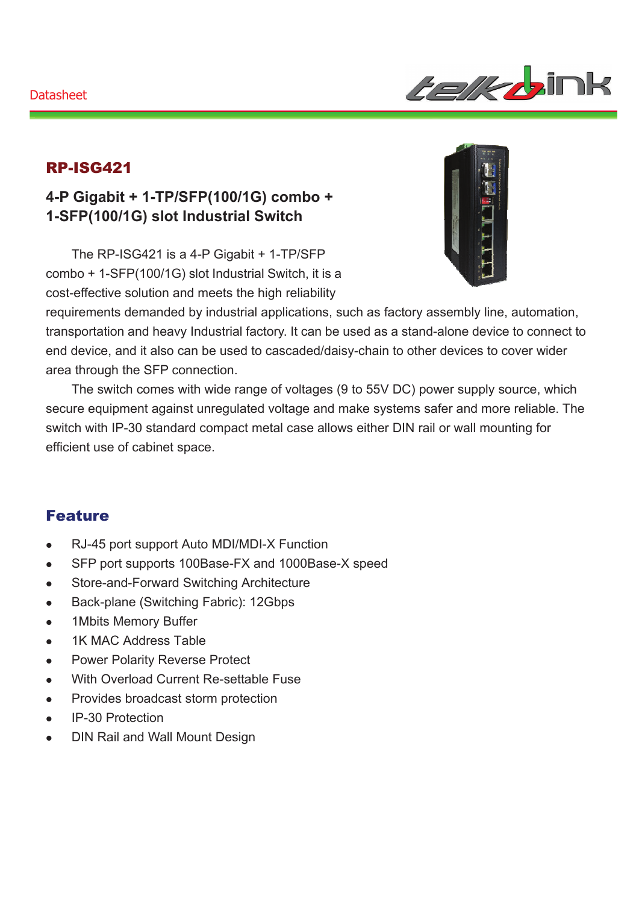Datasheet

# RP-ISG421

## 4-P Gigabit + 1-TP/SFP(100/1G) combo + 1-SFP(100/1G) slot Industrial Switch

The RP-ISG421 is a 4-P Gigabit + 1-TP/SFP combo + 1-SFP(100/1G) slot Industrial Switch, it is a cost-effective solution and meets the high reliability requirements demanded by industrial applications, such as factory assembly line, automation, transportation and heavy Industrial factory. It can be used as a stand-alone device to connect to end device, and it also can be used to cascaded/daisy-chain to other devices to cover wider area through the SFP connection.

The switch comes with wide range of voltages (9 to 55V DC) power supply source, which secure equipment against unregulated voltage and make systems safer and more reliable. The switch with IP-30 standard compact metal case allows either DIN rail or wall mounting for efficient use of cabinet space.

## Feature

- RJ-45 port support Auto MDI/MDI-X Function
- SFP port supports 100Base-FX and 1000Base-X speed
- Store-and-Forward Switching Architecture
- Back-plane (Switching Fabric): 12Gbps
- 1Mbits Memory Buffer
- 1K MAC Address Table
- Power Polarity Reverse Protect
- With Overload Current Re-settable Fuse
- Provides broadcast storm protection
- IP-30 Protection
- DIN Rail and Wall Mount Design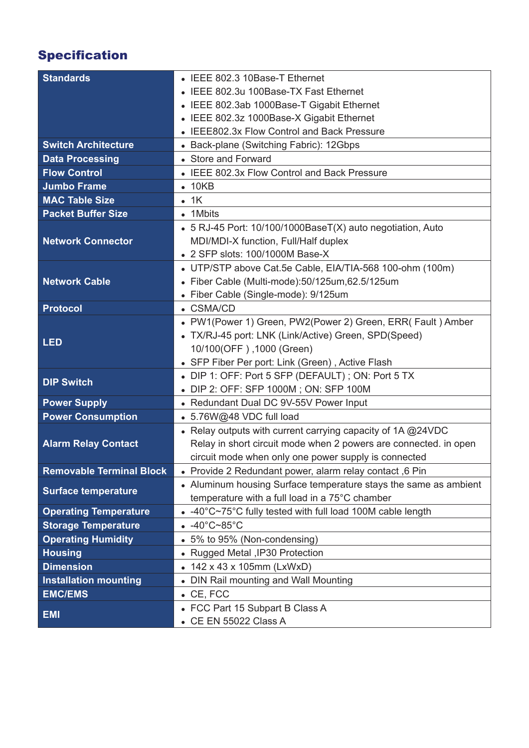## Specification

| | |
|---|---|
| **Standards** | • IEEE 802.3 10Base-T Ethernet<br>• IEEE 802.3u 100Base-TX Fast Ethernet<br>• IEEE 802.3ab 1000Base-T Gigabit Ethernet<br>• IEEE 802.3z 1000Base-X Gigabit Ethernet<br>• IEEE802.3x Flow Control and Back Pressure |
| **Switch Architecture** | • Back-plane (Switching Fabric): 12Gbps |
| **Data Processing** | • Store and Forward |
| **Flow Control** | • IEEE 802.3x Flow Control and Back Pressure |
| **Jumbo Frame** | • 10KB |
| **MAC Table Size** | • 1K |
| **Packet Buffer Size** | • 1Mbits |
| **Network Connector** | • 5 RJ-45 Port: 10/100/1000BaseT(X) auto negotiation, Auto MDI/MDI-X function, Full/Half duplex<br>• 2 SFP slots: 100/1000M Base-X |
| **Network Cable** | • UTP/STP above Cat.5e Cable, EIA/TIA-568 100-ohm (100m)<br>• Fiber Cable (Multi-mode):50/125um,62.5/125um<br>• Fiber Cable (Single-mode): 9/125um |
| **Protocol** | • CSMA/CD |
| **LED** | • PW1(Power 1) Green, PW2(Power 2) Green, ERR( Fault ) Amber<br>• TX/RJ-45 port: LNK (Link/Active) Green, SPD(Speed) 10/100(OFF ) ,1000 (Green)<br>• SFP Fiber Per port: Link (Green) , Active Flash |
| **DIP Switch** | • DIP 1: OFF: Port 5 SFP (DEFAULT) ; ON: Port 5 TX<br>• DIP 2: OFF: SFP 1000M ; ON: SFP 100M |
| **Power Supply** | • Redundant Dual DC 9V-55V Power Input |
| **Power Consumption** | • 5.76W@48 VDC full load |
| **Alarm Relay Contact** | • Relay outputs with current carrying capacity of 1A @24VDC Relay in short circuit mode when 2 powers are connected. in open circuit mode when only one power supply is connected |
| **Removable Terminal Block** | • Provide 2 Redundant power, alarm relay contact ,6 Pin |
| **Surface temperature** | • Aluminum housing Surface temperature stays the same as ambient temperature with a full load in a 75°C chamber |
| **Operating Temperature** | • -40°C~75°C fully tested with full load 100M cable length |
| **Storage Temperature** | • -40°C~85°C |
| **Operating Humidity** | • 5% to 95% (Non-condensing) |
| **Housing** | • Rugged Metal ,IP30 Protection |
| **Dimension** | • 142 x 43 x 105mm (LxWxD) |
| **Installation mounting** | • DIN Rail mounting and Wall Mounting |
| **EMC/EMS** | • CE, FCC |
| **EMI** | • FCC Part 15 Subpart B Class A<br>• CE EN 55022 Class A |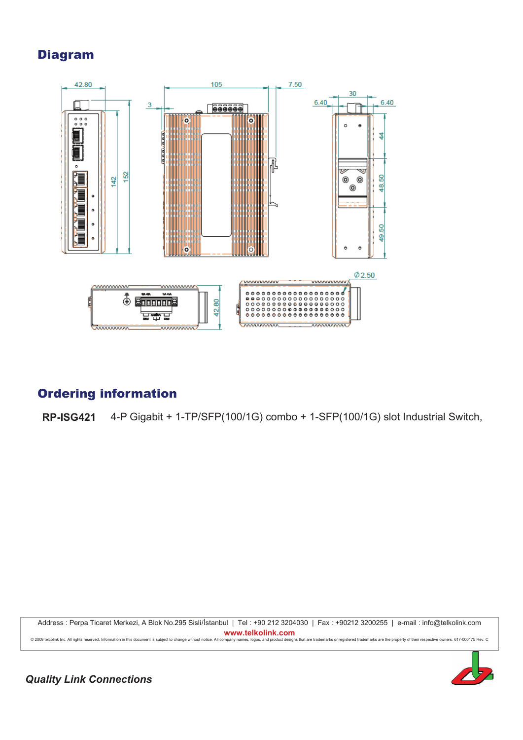## Diagram

42.80
105
7.50
3
30
6.40
6.40
142
152
44
48.50
49.50
Ø2.50
42.80

## Ordering information

**RP-ISG421** 4-P Gigabit + 1-TP/SFP(100/1G) combo + 1-SFP(100/1G) slot Industrial Switch,

Address : Perpa Ticaret Merkezi, A Blok No.295 Sisli/İstanbul | Tel : +90 212 3204030 | Fax : +90212 3200255 | e-mail : info@telkolink.com

www.telkolink.com

© 2009 telcolink Inc. All rights reserved. Information in this document is subject to change without notice. All company names, logos, and product designs that are trademarks or registered trademarks are the property of their respective owners. 617-000175 Rev. C

***Quality Link Connections***